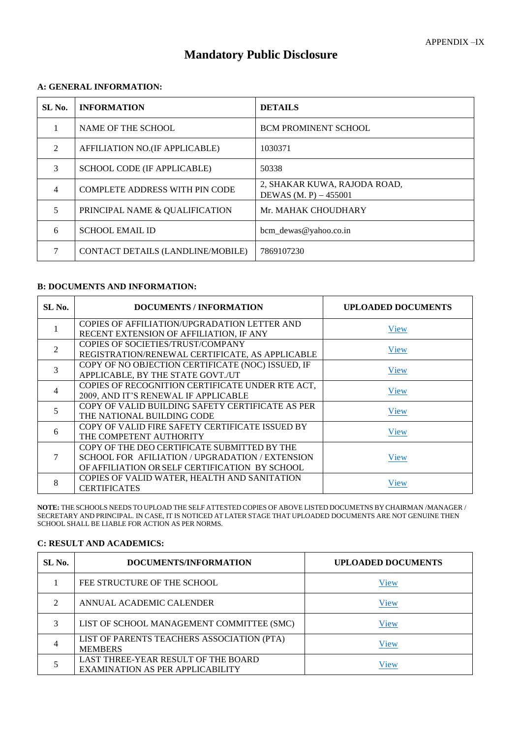APPENDIX –IX

# Mandatory Public Disclosure

### A: GENERAL INFORMATION:

| SL No. | INFORMATION | DETAILS |
|---|---|---|
| 1 | NAME OF THE SCHOOL | BCM PROMINENT SCHOOL |
| 2 | AFFILIATION NO.(IF APPLICABLE) | 1030371 |
| 3 | SCHOOL CODE (IF APPLICABLE) | 50338 |
| 4 | COMPLETE ADDRESS WITH PIN CODE | 2, SHAKAR KUWA, RAJODA ROAD, DEWAS (M. P) – 455001 |
| 5 | PRINCIPAL NAME & QUALIFICATION | Mr. MAHAK CHOUDHARY |
| 6 | SCHOOL EMAIL ID | bcm_dewas@yahoo.co.in |
| 7 | CONTACT DETAILS (LANDLINE/MOBILE) | 7869107230 |

### B: DOCUMENTS AND INFORMATION:

| SL No. | DOCUMENTS / INFORMATION | UPLOADED DOCUMENTS |
|---|---|---|
| 1 | COPIES OF AFFILIATION/UPGRADATION LETTER AND RECENT EXTENSION OF AFFILIATION, IF ANY | View |
| 2 | COPIES OF SOCIETIES/TRUST/COMPANY REGISTRATION/RENEWAL CERTIFICATE, AS APPLICABLE | View |
| 3 | COPY OF NO OBJECTION CERTIFICATE (NOC) ISSUED, IF APPLICABLE, BY THE STATE GOVT./UT | View |
| 4 | COPIES OF RECOGNITION CERTIFICATE UNDER RTE ACT, 2009, AND IT'S RENEWAL IF APPLICABLE | View |
| 5 | COPY OF VALID BUILDING SAFETY CERTIFICATE AS PER THE NATIONAL BUILDING CODE | View |
| 6 | COPY OF VALID FIRE SAFETY CERTIFICATE ISSUED BY THE COMPETENT AUTHORITY | View |
| 7 | COPY OF THE DEO CERTIFICATE SUBMITTED BY THE SCHOOL FOR AFILIATION / UPGRADATION / EXTENSION OF AFFILIATION OR SELF CERTIFICATION BY SCHOOL | View |
| 8 | COPIES OF VALID WATER, HEALTH AND SANITATION CERTIFICATES | View |

**NOTE:** THE SCHOOLS NEEDS TO UPLOAD THE SELF ATTESTED COPIES OF ABOVE LISTED DOCUMETNS BY CHAIRMAN /MANAGER / SECRETARY AND PRINCIPAL. IN CASE, IT IS NOTICED AT LATER STAGE THAT UPLOADED DOCUMENTS ARE NOT GENUINE THEN SCHOOL SHALL BE LIABLE FOR ACTION AS PER NORMS.

### C: RESULT AND ACADEMICS:

| SL No. | DOCUMENTS/INFORMATION | UPLOADED DOCUMENTS |
|---|---|---|
| 1 | FEE STRUCTURE OF THE SCHOOL | View |
| 2 | ANNUAL ACADEMIC CALENDER | View |
| 3 | LIST OF SCHOOL MANAGEMENT COMMITTEE (SMC) | View |
| 4 | LIST OF PARENTS TEACHERS ASSOCIATION (PTA) MEMBERS | View |
| 5 | LAST THREE-YEAR RESULT OF THE BOARD EXAMINATION AS PER APPLICABILITY | View |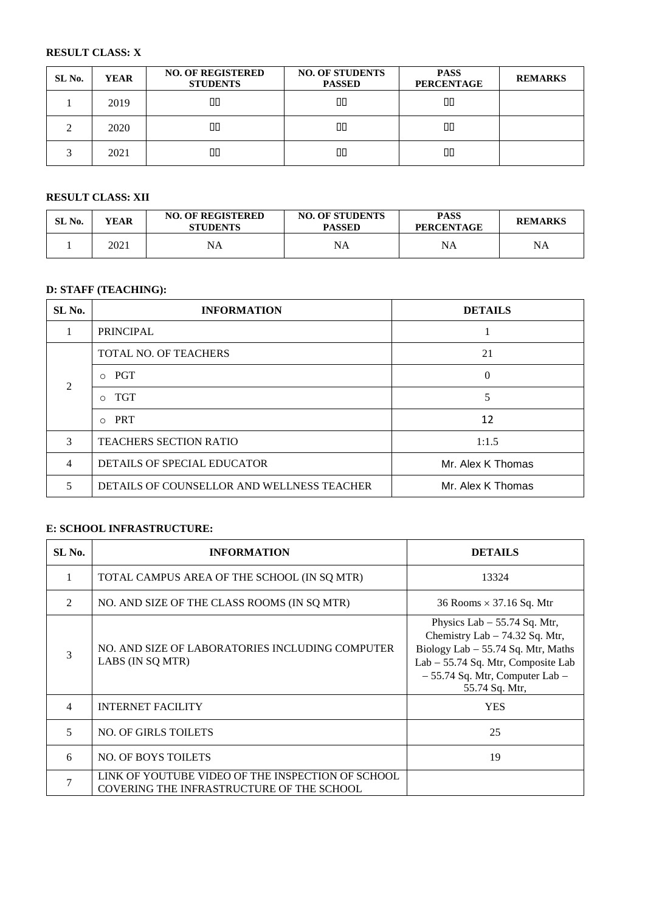**RESULT CLASS: X**

| SL No. | YEAR | NO. OF REGISTERED STUDENTS | NO. OF STUDENTS PASSED | PASS PERCENTAGE | REMARKS |
|---|---|---|---|---|---|
| 1 | 2019 | □□ | □□ | □□ | |
| 2 | 2020 | □□ | □□ | □□ | |
| 3 | 2021 | □□ | □□ | □□ | |

**RESULT CLASS: XII**

| SL No. | YEAR | NO. OF REGISTERED STUDENTS | NO. OF STUDENTS PASSED | PASS PERCENTAGE | REMARKS |
|---|---|---|---|---|---|
| 1 | 2021 | NA | NA | NA | NA |

**D: STAFF (TEACHING):**

| SL No. | INFORMATION | DETAILS |
|---|---|---|
| 1 | PRINCIPAL | 1 |
| 2 | TOTAL NO. OF TEACHERS | 21 |
| | ○ PGT | 0 |
| | ○ TGT | 5 |
| | ○ PRT | 12 |
| 3 | TEACHERS SECTION RATIO | 1:1.5 |
| 4 | DETAILS OF SPECIAL EDUCATOR | Mr. Alex K Thomas |
| 5 | DETAILS OF COUNSELLOR AND WELLNESS TEACHER | Mr. Alex K Thomas |

**E: SCHOOL INFRASTRUCTURE:**

| SL No. | INFORMATION | DETAILS |
|---|---|---|
| 1 | TOTAL CAMPUS AREA OF THE SCHOOL (IN SQ MTR) | 13324 |
| 2 | NO. AND SIZE OF THE CLASS ROOMS (IN SQ MTR) | 36 Rooms × 37.16 Sq. Mtr |
| 3 | NO. AND SIZE OF LABORATORIES INCLUDING COMPUTER LABS (IN SQ MTR) | Physics Lab – 55.74 Sq. Mtr, Chemistry Lab – 74.32 Sq. Mtr, Biology Lab – 55.74 Sq. Mtr, Maths Lab – 55.74 Sq. Mtr, Composite Lab – 55.74 Sq. Mtr, Computer Lab – 55.74 Sq. Mtr, |
| 4 | INTERNET FACILITY | YES |
| 5 | NO. OF GIRLS TOILETS | 25 |
| 6 | NO. OF BOYS TOILETS | 19 |
| 7 | LINK OF YOUTUBE VIDEO OF THE INSPECTION OF SCHOOL COVERING THE INFRASTRUCTURE OF THE SCHOOL | |